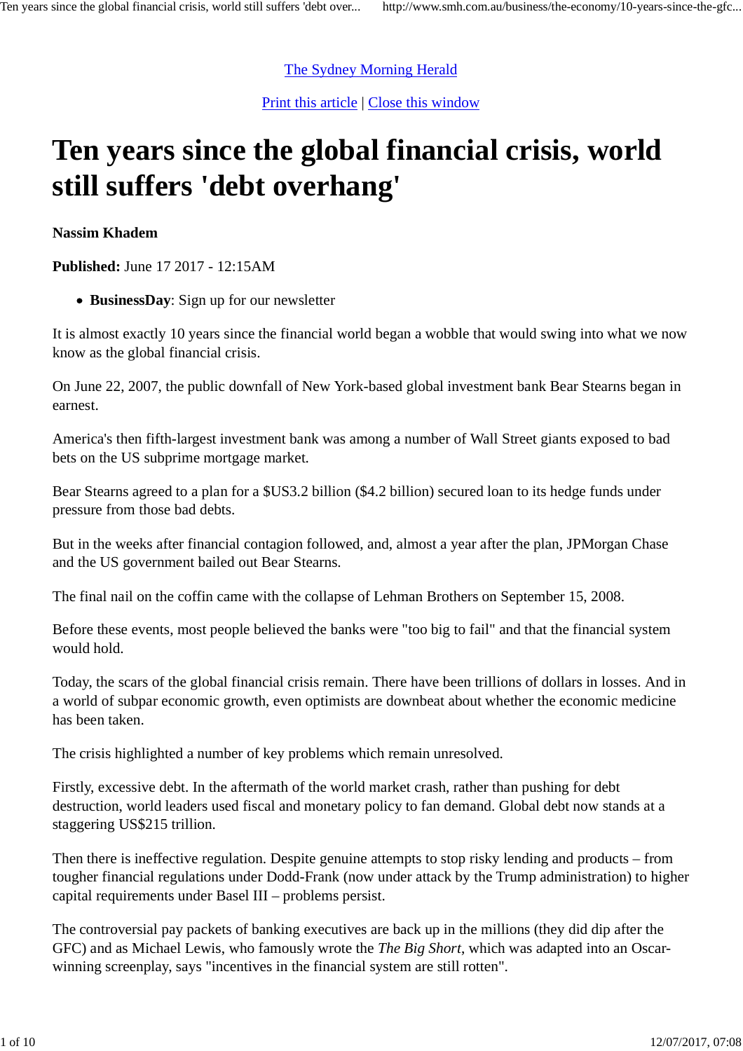The Sydney Morning Herald

Print this article | Close this window

# Ten years since the global financial crisis, world still suffers 'debt overhang'

**Nassim Khadem**

**Published:** June 17 2017 - 12:15AM

- **BusinessDay**: Sign up for our newsletter

It is almost exactly 10 years since the financial world began a wobble that would swing into what we now know as the global financial crisis.

On June 22, 2007, the public downfall of New York-based global investment bank Bear Stearns began in earnest.

America's then fifth-largest investment bank was among a number of Wall Street giants exposed to bad bets on the US subprime mortgage market.

Bear Stearns agreed to a plan for a $US3.2 billion ($4.2 billion) secured loan to its hedge funds under pressure from those bad debts.

But in the weeks after financial contagion followed, and, almost a year after the plan, JPMorgan Chase and the US government bailed out Bear Stearns.

The final nail on the coffin came with the collapse of Lehman Brothers on September 15, 2008.

Before these events, most people believed the banks were "too big to fail" and that the financial system would hold.

Today, the scars of the global financial crisis remain. There have been trillions of dollars in losses. And in a world of subpar economic growth, even optimists are downbeat about whether the economic medicine has been taken.

The crisis highlighted a number of key problems which remain unresolved.

Firstly, excessive debt. In the aftermath of the world market crash, rather than pushing for debt destruction, world leaders used fiscal and monetary policy to fan demand. Global debt now stands at a staggering US$215 trillion.

Then there is ineffective regulation. Despite genuine attempts to stop risky lending and products – from tougher financial regulations under Dodd-Frank (now under attack by the Trump administration) to higher capital requirements under Basel III – problems persist.

The controversial pay packets of banking executives are back up in the millions (they did dip after the GFC) and as Michael Lewis, who famously wrote the *The Big Short*, which was adapted into an Oscar-winning screenplay, says "incentives in the financial system are still rotten".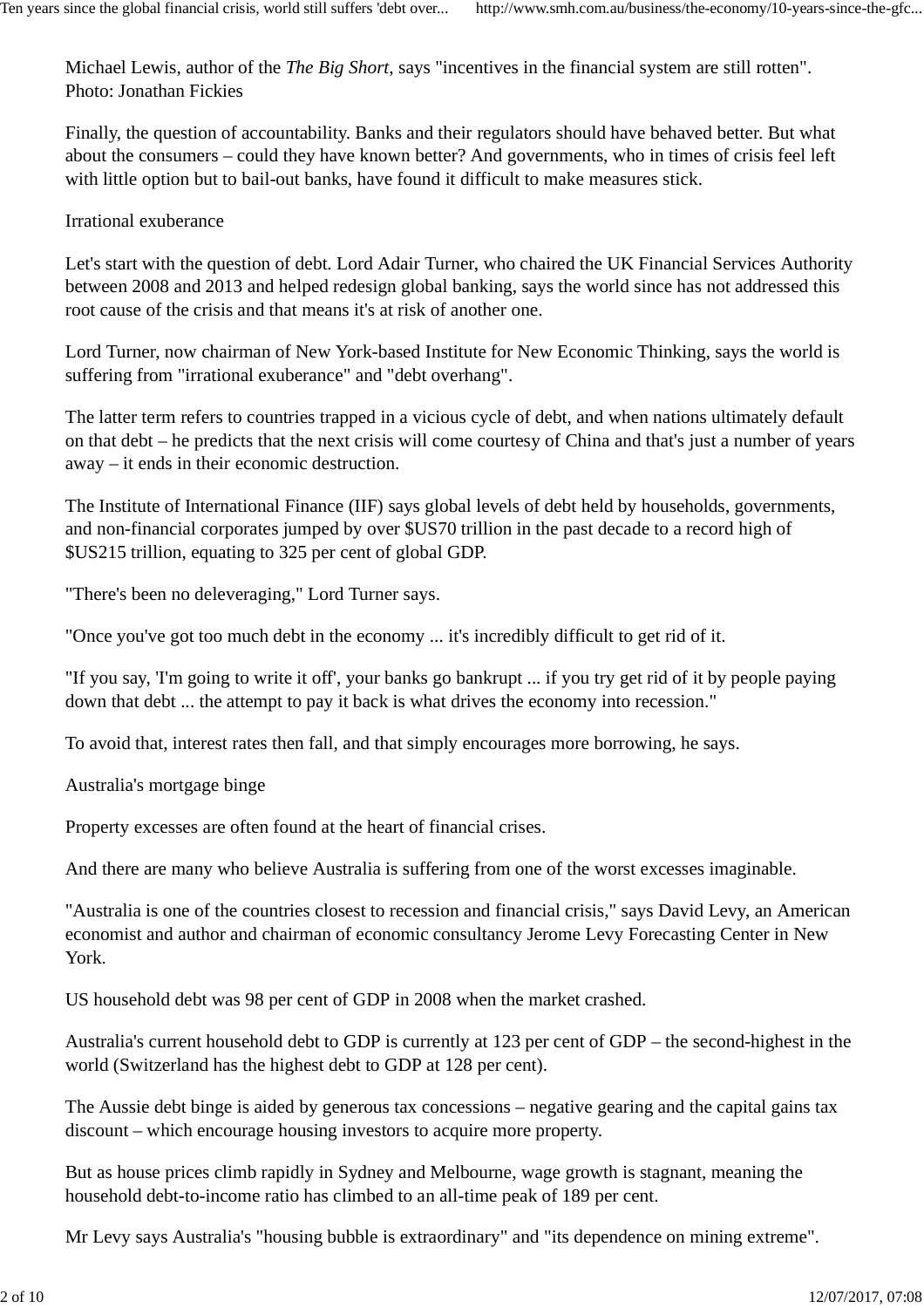Michael Lewis, author of the *The Big Short*, says "incentives in the financial system are still rotten". Photo: Jonathan Fickies

Finally, the question of accountability. Banks and their regulators should have behaved better. But what about the consumers – could they have known better? And governments, who in times of crisis feel left with little option but to bail-out banks, have found it difficult to make measures stick.

## Irrational exuberance

Let's start with the question of debt. Lord Adair Turner, who chaired the UK Financial Services Authority between 2008 and 2013 and helped redesign global banking, says the world since has not addressed this root cause of the crisis and that means it's at risk of another one.

Lord Turner, now chairman of New York-based Institute for New Economic Thinking, says the world is suffering from "irrational exuberance" and "debt overhang".

The latter term refers to countries trapped in a vicious cycle of debt, and when nations ultimately default on that debt – he predicts that the next crisis will come courtesy of China and that's just a number of years away – it ends in their economic destruction.

The Institute of International Finance (IIF) says global levels of debt held by households, governments, and non-financial corporates jumped by over $US70 trillion in the past decade to a record high of $US215 trillion, equating to 325 per cent of global GDP.

"There's been no deleveraging," Lord Turner says.

"Once you've got too much debt in the economy ... it's incredibly difficult to get rid of it.

"If you say, 'I'm going to write it off', your banks go bankrupt ... if you try get rid of it by people paying down that debt ... the attempt to pay it back is what drives the economy into recession."

To avoid that, interest rates then fall, and that simply encourages more borrowing, he says.

## Australia's mortgage binge

Property excesses are often found at the heart of financial crises.

And there are many who believe Australia is suffering from one of the worst excesses imaginable.

"Australia is one of the countries closest to recession and financial crisis," says David Levy, an American economist and author and chairman of economic consultancy Jerome Levy Forecasting Center in New York.

US household debt was 98 per cent of GDP in 2008 when the market crashed.

Australia's current household debt to GDP is currently at 123 per cent of GDP – the second-highest in the world (Switzerland has the highest debt to GDP at 128 per cent).

The Aussie debt binge is aided by generous tax concessions – negative gearing and the capital gains tax discount – which encourage housing investors to acquire more property.

But as house prices climb rapidly in Sydney and Melbourne, wage growth is stagnant, meaning the household debt-to-income ratio has climbed to an all-time peak of 189 per cent.

Mr Levy says Australia's "housing bubble is extraordinary" and "its dependence on mining extreme".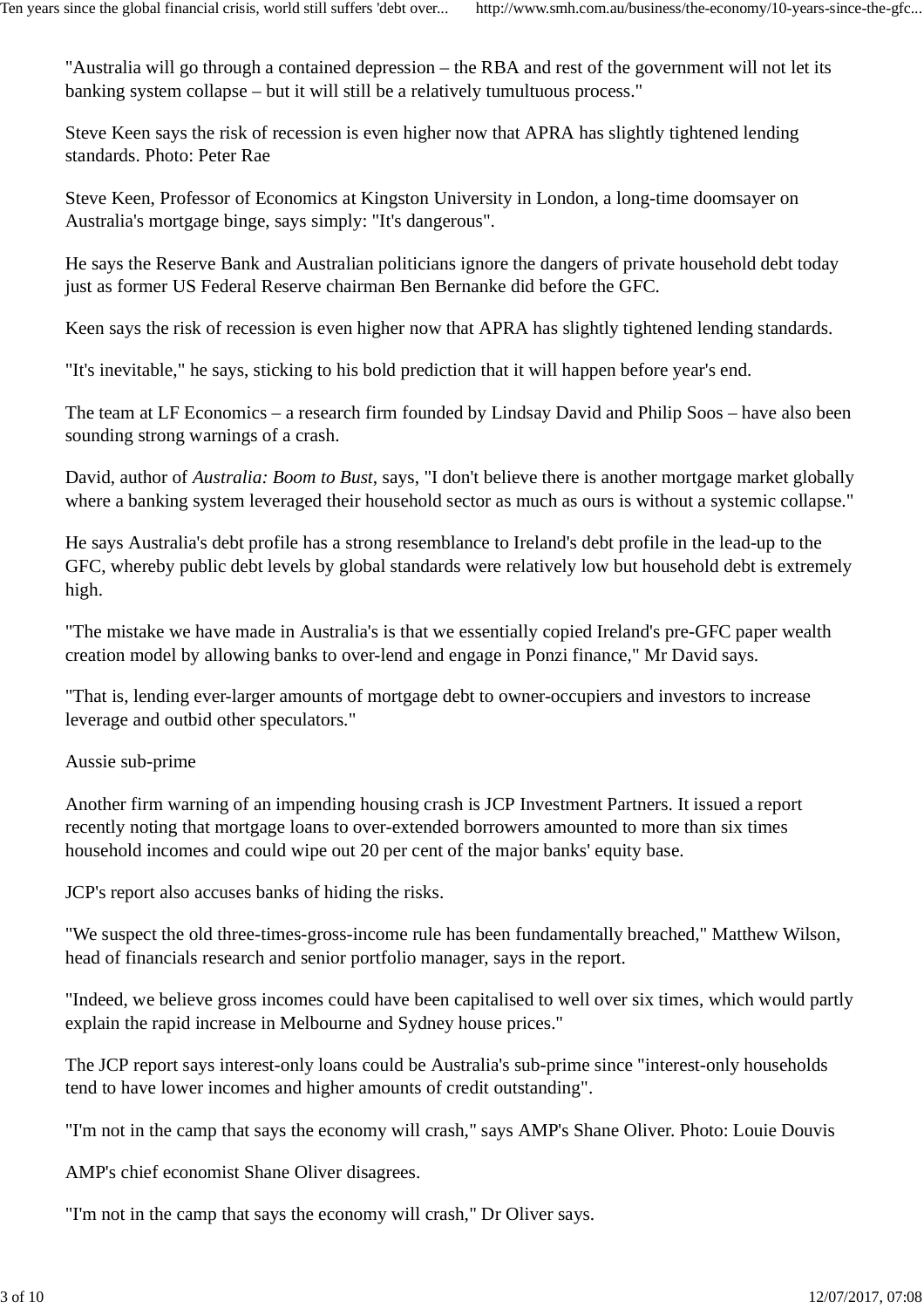"Australia will go through a contained depression – the RBA and rest of the government will not let its banking system collapse – but it will still be a relatively tumultuous process."

Steve Keen says the risk of recession is even higher now that APRA has slightly tightened lending standards. Photo: Peter Rae

Steve Keen, Professor of Economics at Kingston University in London, a long-time doomsayer on Australia's mortgage binge, says simply: "It's dangerous".

He says the Reserve Bank and Australian politicians ignore the dangers of private household debt today just as former US Federal Reserve chairman Ben Bernanke did before the GFC.

Keen says the risk of recession is even higher now that APRA has slightly tightened lending standards.

"It's inevitable," he says, sticking to his bold prediction that it will happen before year's end.

The team at LF Economics – a research firm founded by Lindsay David and Philip Soos – have also been sounding strong warnings of a crash.

David, author of *Australia: Boom to Bust*, says, "I don't believe there is another mortgage market globally where a banking system leveraged their household sector as much as ours is without a systemic collapse."

He says Australia's debt profile has a strong resemblance to Ireland's debt profile in the lead-up to the GFC, whereby public debt levels by global standards were relatively low but household debt is extremely high.

"The mistake we have made in Australia's is that we essentially copied Ireland's pre-GFC paper wealth creation model by allowing banks to over-lend and engage in Ponzi finance," Mr David says.

"That is, lending ever-larger amounts of mortgage debt to owner-occupiers and investors to increase leverage and outbid other speculators."

Aussie sub-prime

Another firm warning of an impending housing crash is JCP Investment Partners. It issued a report recently noting that mortgage loans to over-extended borrowers amounted to more than six times household incomes and could wipe out 20 per cent of the major banks' equity base.

JCP's report also accuses banks of hiding the risks.

"We suspect the old three-times-gross-income rule has been fundamentally breached," Matthew Wilson, head of financials research and senior portfolio manager, says in the report.

"Indeed, we believe gross incomes could have been capitalised to well over six times, which would partly explain the rapid increase in Melbourne and Sydney house prices."

The JCP report says interest-only loans could be Australia's sub-prime since "interest-only households tend to have lower incomes and higher amounts of credit outstanding".

"I'm not in the camp that says the economy will crash," says AMP's Shane Oliver. Photo: Louie Douvis

AMP's chief economist Shane Oliver disagrees.

"I'm not in the camp that says the economy will crash," Dr Oliver says.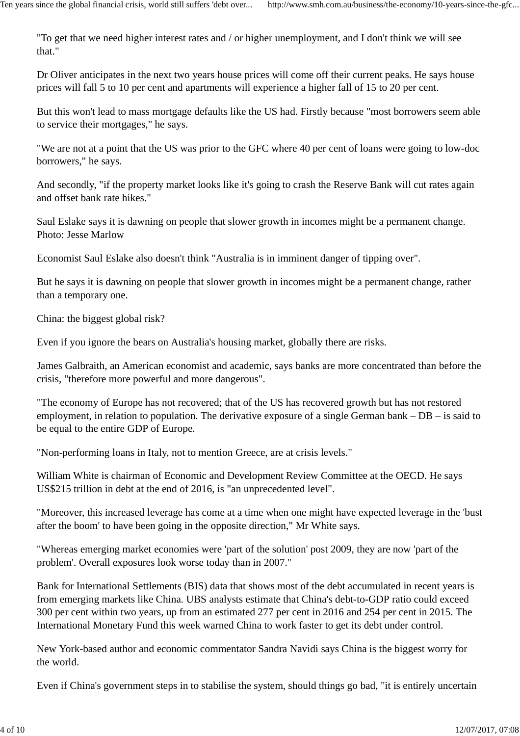"To get that we need higher interest rates and / or higher unemployment, and I don't think we will see that."

Dr Oliver anticipates in the next two years house prices will come off their current peaks. He says house prices will fall 5 to 10 per cent and apartments will experience a higher fall of 15 to 20 per cent.

But this won't lead to mass mortgage defaults like the US had. Firstly because "most borrowers seem able to service their mortgages," he says.

"We are not at a point that the US was prior to the GFC where 40 per cent of loans were going to low-doc borrowers," he says.

And secondly, "if the property market looks like it's going to crash the Reserve Bank will cut rates again and offset bank rate hikes."

Saul Eslake says it is dawning on people that slower growth in incomes might be a permanent change. Photo: Jesse Marlow

Economist Saul Eslake also doesn't think "Australia is in imminent danger of tipping over".

But he says it is dawning on people that slower growth in incomes might be a permanent change, rather than a temporary one.

## China: the biggest global risk?

Even if you ignore the bears on Australia's housing market, globally there are risks.

James Galbraith, an American economist and academic, says banks are more concentrated than before the crisis, "therefore more powerful and more dangerous".

"The economy of Europe has not recovered; that of the US has recovered growth but has not restored employment, in relation to population. The derivative exposure of a single German bank – DB – is said to be equal to the entire GDP of Europe.

"Non-performing loans in Italy, not to mention Greece, are at crisis levels."

William White is chairman of Economic and Development Review Committee at the OECD. He says US$215 trillion in debt at the end of 2016, is "an unprecedented level".

"Moreover, this increased leverage has come at a time when one might have expected leverage in the 'bust after the boom' to have been going in the opposite direction," Mr White says.

"Whereas emerging market economies were 'part of the solution' post 2009, they are now 'part of the problem'. Overall exposures look worse today than in 2007."

Bank for International Settlements (BIS) data that shows most of the debt accumulated in recent years is from emerging markets like China. UBS analysts estimate that China's debt-to-GDP ratio could exceed 300 per cent within two years, up from an estimated 277 per cent in 2016 and 254 per cent in 2015. The International Monetary Fund this week warned China to work faster to get its debt under control.

New York-based author and economic commentator Sandra Navidi says China is the biggest worry for the world.

Even if China's government steps in to stabilise the system, should things go bad, "it is entirely uncertain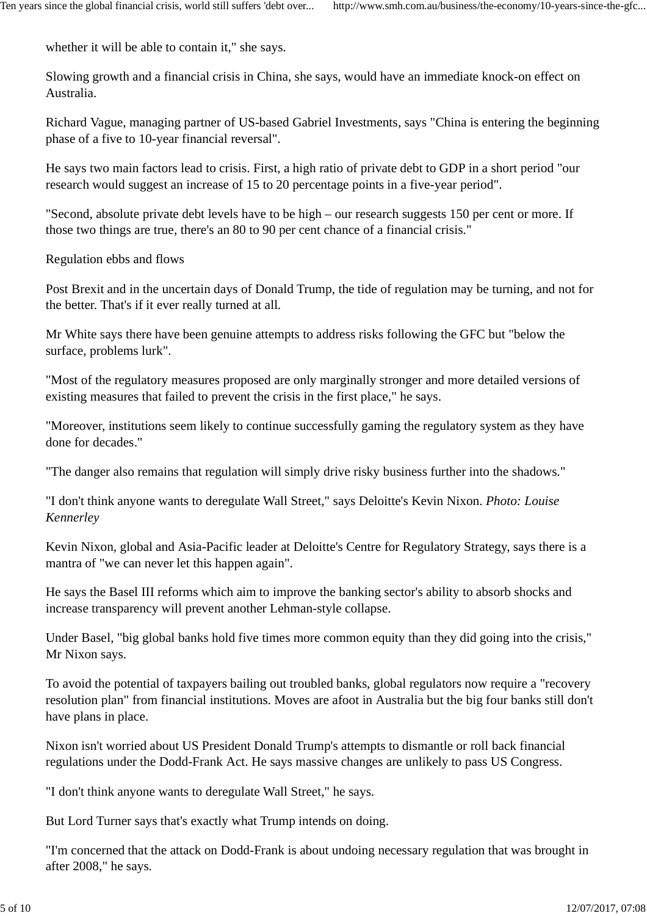whether it will be able to contain it," she says.

Slowing growth and a financial crisis in China, she says, would have an immediate knock-on effect on Australia.

Richard Vague, managing partner of US-based Gabriel Investments, says "China is entering the beginning phase of a five to 10-year financial reversal".

He says two main factors lead to crisis. First, a high ratio of private debt to GDP in a short period "our research would suggest an increase of 15 to 20 percentage points in a five-year period".

"Second, absolute private debt levels have to be high – our research suggests 150 per cent or more. If those two things are true, there's an 80 to 90 per cent chance of a financial crisis."

## Regulation ebbs and flows

Post Brexit and in the uncertain days of Donald Trump, the tide of regulation may be turning, and not for the better. That's if it ever really turned at all.

Mr White says there have been genuine attempts to address risks following the GFC but "below the surface, problems lurk".

"Most of the regulatory measures proposed are only marginally stronger and more detailed versions of existing measures that failed to prevent the crisis in the first place," he says.

"Moreover, institutions seem likely to continue successfully gaming the regulatory system as they have done for decades."

"The danger also remains that regulation will simply drive risky business further into the shadows."

"I don't think anyone wants to deregulate Wall Street," says Deloitte's Kevin Nixon. *Photo: Louise Kennerley*

Kevin Nixon, global and Asia-Pacific leader at Deloitte's Centre for Regulatory Strategy, says there is a mantra of "we can never let this happen again".

He says the Basel III reforms which aim to improve the banking sector's ability to absorb shocks and increase transparency will prevent another Lehman-style collapse.

Under Basel, "big global banks hold five times more common equity than they did going into the crisis," Mr Nixon says.

To avoid the potential of taxpayers bailing out troubled banks, global regulators now require a "recovery resolution plan" from financial institutions. Moves are afoot in Australia but the big four banks still don't have plans in place.

Nixon isn't worried about US President Donald Trump's attempts to dismantle or roll back financial regulations under the Dodd-Frank Act. He says massive changes are unlikely to pass US Congress.

"I don't think anyone wants to deregulate Wall Street," he says.

But Lord Turner says that's exactly what Trump intends on doing.

"I'm concerned that the attack on Dodd-Frank is about undoing necessary regulation that was brought in after 2008," he says.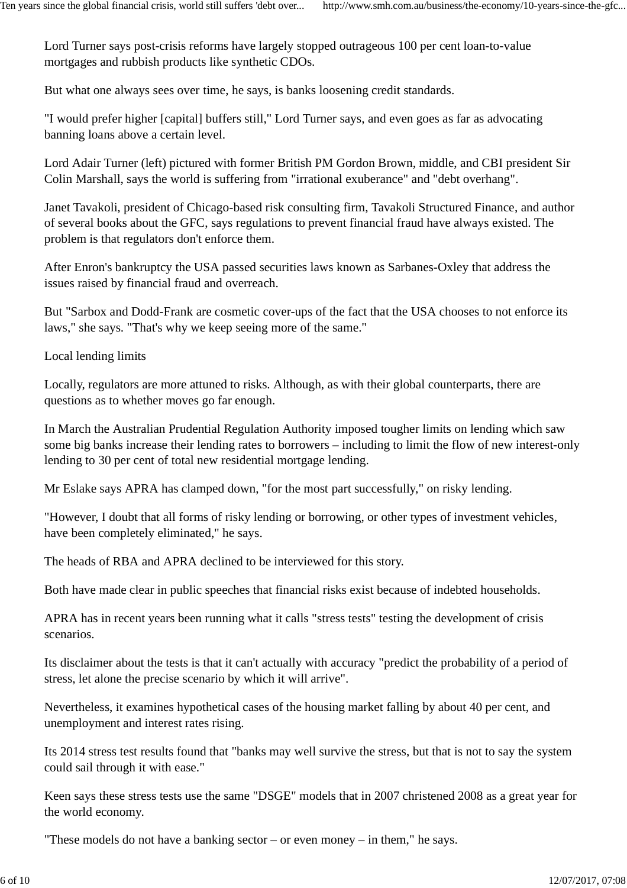Lord Turner says post-crisis reforms have largely stopped outrageous 100 per cent loan-to-value mortgages and rubbish products like synthetic CDOs.

But what one always sees over time, he says, is banks loosening credit standards.

"I would prefer higher [capital] buffers still," Lord Turner says, and even goes as far as advocating banning loans above a certain level.

Lord Adair Turner (left) pictured with former British PM Gordon Brown, middle, and CBI president Sir Colin Marshall, says the world is suffering from "irrational exuberance" and "debt overhang".

Janet Tavakoli, president of Chicago-based risk consulting firm, Tavakoli Structured Finance, and author of several books about the GFC, says regulations to prevent financial fraud have always existed. The problem is that regulators don't enforce them.

After Enron's bankruptcy the USA passed securities laws known as Sarbanes-Oxley that address the issues raised by financial fraud and overreach.

But "Sarbox and Dodd-Frank are cosmetic cover-ups of the fact that the USA chooses to not enforce its laws," she says. "That's why we keep seeing more of the same."

## Local lending limits

Locally, regulators are more attuned to risks. Although, as with their global counterparts, there are questions as to whether moves go far enough.

In March the Australian Prudential Regulation Authority imposed tougher limits on lending which saw some big banks increase their lending rates to borrowers – including to limit the flow of new interest-only lending to 30 per cent of total new residential mortgage lending.

Mr Eslake says APRA has clamped down, "for the most part successfully," on risky lending.

"However, I doubt that all forms of risky lending or borrowing, or other types of investment vehicles, have been completely eliminated," he says.

The heads of RBA and APRA declined to be interviewed for this story.

Both have made clear in public speeches that financial risks exist because of indebted households.

APRA has in recent years been running what it calls "stress tests" testing the development of crisis scenarios.

Its disclaimer about the tests is that it can't actually with accuracy "predict the probability of a period of stress, let alone the precise scenario by which it will arrive".

Nevertheless, it examines hypothetical cases of the housing market falling by about 40 per cent, and unemployment and interest rates rising.

Its 2014 stress test results found that "banks may well survive the stress, but that is not to say the system could sail through it with ease."

Keen says these stress tests use the same "DSGE" models that in 2007 christened 2008 as a great year for the world economy.

"These models do not have a banking sector – or even money – in them," he says.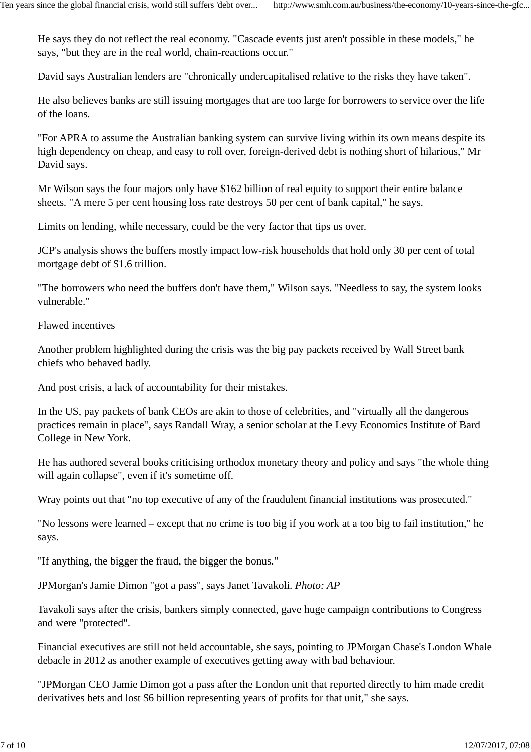He says they do not reflect the real economy. "Cascade events just aren't possible in these models," he says, "but they are in the real world, chain-reactions occur."

David says Australian lenders are "chronically undercapitalised relative to the risks they have taken".

He also believes banks are still issuing mortgages that are too large for borrowers to service over the life of the loans.

"For APRA to assume the Australian banking system can survive living within its own means despite its high dependency on cheap, and easy to roll over, foreign-derived debt is nothing short of hilarious," Mr David says.

Mr Wilson says the four majors only have $162 billion of real equity to support their entire balance sheets. "A mere 5 per cent housing loss rate destroys 50 per cent of bank capital," he says.

Limits on lending, while necessary, could be the very factor that tips us over.

JCP's analysis shows the buffers mostly impact low-risk households that hold only 30 per cent of total mortgage debt of $1.6 trillion.

"The borrowers who need the buffers don't have them," Wilson says. "Needless to say, the system looks vulnerable."

## Flawed incentives

Another problem highlighted during the crisis was the big pay packets received by Wall Street bank chiefs who behaved badly.

And post crisis, a lack of accountability for their mistakes.

In the US, pay packets of bank CEOs are akin to those of celebrities, and "virtually all the dangerous practices remain in place", says Randall Wray, a senior scholar at the Levy Economics Institute of Bard College in New York.

He has authored several books criticising orthodox monetary theory and policy and says "the whole thing will again collapse", even if it's sometime off.

Wray points out that "no top executive of any of the fraudulent financial institutions was prosecuted."

"No lessons were learned – except that no crime is too big if you work at a too big to fail institution," he says.

"If anything, the bigger the fraud, the bigger the bonus."

JPMorgan's Jamie Dimon "got a pass", says Janet Tavakoli. *Photo: AP*

Tavakoli says after the crisis, bankers simply connected, gave huge campaign contributions to Congress and were "protected".

Financial executives are still not held accountable, she says, pointing to JPMorgan Chase's London Whale debacle in 2012 as another example of executives getting away with bad behaviour.

"JPMorgan CEO Jamie Dimon got a pass after the London unit that reported directly to him made credit derivatives bets and lost $6 billion representing years of profits for that unit," she says.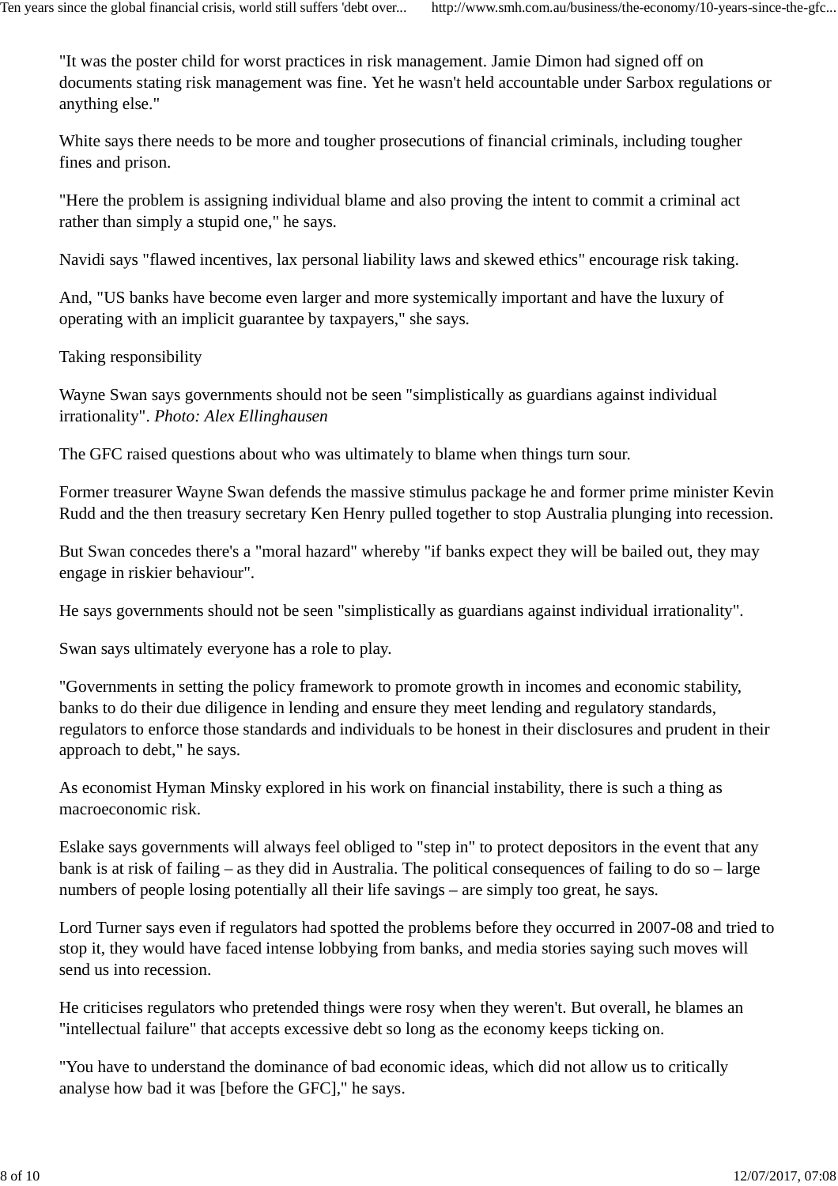"It was the poster child for worst practices in risk management. Jamie Dimon had signed off on documents stating risk management was fine. Yet he wasn't held accountable under Sarbox regulations or anything else."

White says there needs to be more and tougher prosecutions of financial criminals, including tougher fines and prison.

"Here the problem is assigning individual blame and also proving the intent to commit a criminal act rather than simply a stupid one," he says.

Navidi says "flawed incentives, lax personal liability laws and skewed ethics" encourage risk taking.

And, "US banks have become even larger and more systemically important and have the luxury of operating with an implicit guarantee by taxpayers," she says.

## Taking responsibility

Wayne Swan says governments should not be seen "simplistically as guardians against individual irrationality". *Photo: Alex Ellinghausen*

The GFC raised questions about who was ultimately to blame when things turn sour.

Former treasurer Wayne Swan defends the massive stimulus package he and former prime minister Kevin Rudd and the then treasury secretary Ken Henry pulled together to stop Australia plunging into recession.

But Swan concedes there's a "moral hazard" whereby "if banks expect they will be bailed out, they may engage in riskier behaviour".

He says governments should not be seen "simplistically as guardians against individual irrationality".

Swan says ultimately everyone has a role to play.

"Governments in setting the policy framework to promote growth in incomes and economic stability, banks to do their due diligence in lending and ensure they meet lending and regulatory standards, regulators to enforce those standards and individuals to be honest in their disclosures and prudent in their approach to debt," he says.

As economist Hyman Minsky explored in his work on financial instability, there is such a thing as macroeconomic risk.

Eslake says governments will always feel obliged to "step in" to protect depositors in the event that any bank is at risk of failing – as they did in Australia. The political consequences of failing to do so – large numbers of people losing potentially all their life savings – are simply too great, he says.

Lord Turner says even if regulators had spotted the problems before they occurred in 2007-08 and tried to stop it, they would have faced intense lobbying from banks, and media stories saying such moves will send us into recession.

He criticises regulators who pretended things were rosy when they weren't. But overall, he blames an "intellectual failure" that accepts excessive debt so long as the economy keeps ticking on.

"You have to understand the dominance of bad economic ideas, which did not allow us to critically analyse how bad it was [before the GFC]," he says.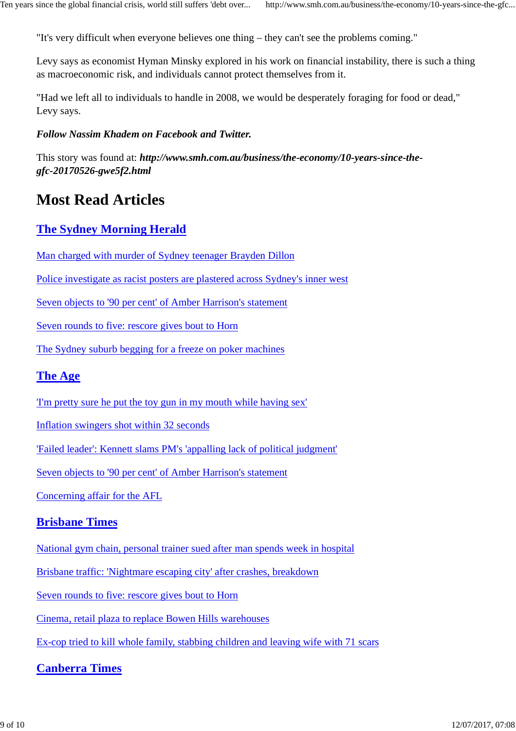"It's very difficult when everyone believes one thing – they can't see the problems coming."

Levy says as economist Hyman Minsky explored in his work on financial instability, there is such a thing as macroeconomic risk, and individuals cannot protect themselves from it.

"Had we left all to individuals to handle in 2008, we would be desperately foraging for food or dead," Levy says.

***Follow Nassim Khadem on Facebook and Twitter.***

This story was found at: ***http://www.smh.com.au/business/the-economy/10-years-since-the-gfc-20170526-gwe5f2.html***

# Most Read Articles

## The Sydney Morning Herald

Man charged with murder of Sydney teenager Brayden Dillon

Police investigate as racist posters are plastered across Sydney's inner west

Seven objects to '90 per cent' of Amber Harrison's statement

Seven rounds to five: rescore gives bout to Horn

The Sydney suburb begging for a freeze on poker machines

## The Age

'I'm pretty sure he put the toy gun in my mouth while having sex'

Inflation swingers shot within 32 seconds

'Failed leader': Kennett slams PM's 'appalling lack of political judgment'

Seven objects to '90 per cent' of Amber Harrison's statement

Concerning affair for the AFL

## Brisbane Times

National gym chain, personal trainer sued after man spends week in hospital

Brisbane traffic: 'Nightmare escaping city' after crashes, breakdown

Seven rounds to five: rescore gives bout to Horn

Cinema, retail plaza to replace Bowen Hills warehouses

Ex-cop tried to kill whole family, stabbing children and leaving wife with 71 scars

## Canberra Times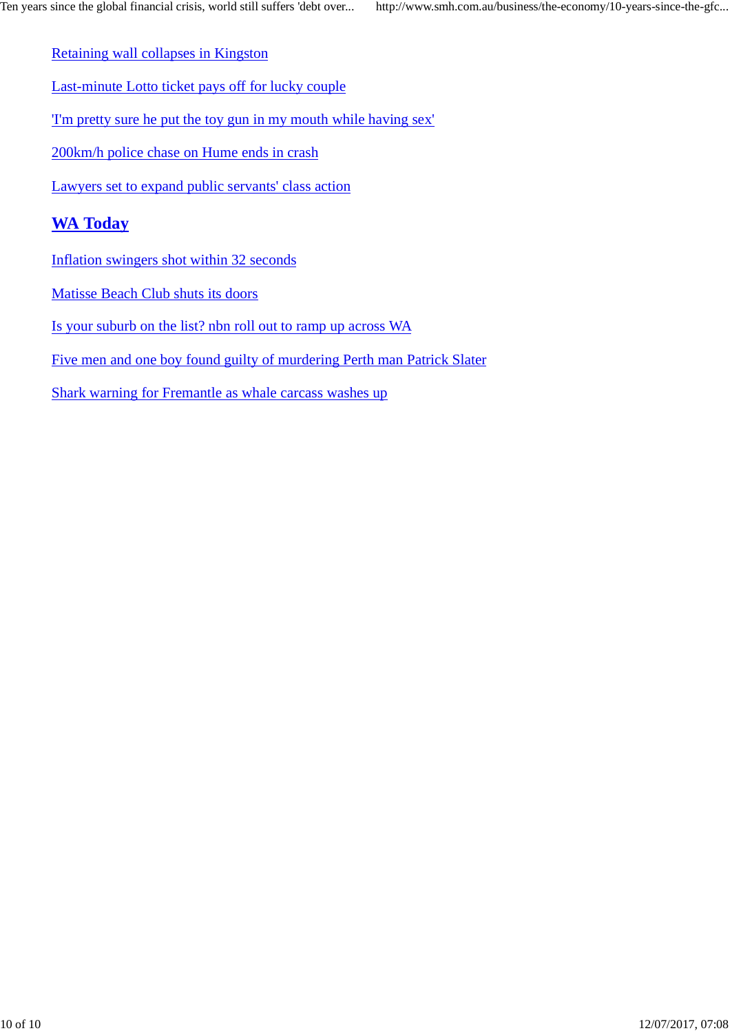Retaining wall collapses in Kingston

Last-minute Lotto ticket pays off for lucky couple

'I'm pretty sure he put the toy gun in my mouth while having sex'

200km/h police chase on Hume ends in crash

Lawyers set to expand public servants' class action

## WA Today

Inflation swingers shot within 32 seconds

Matisse Beach Club shuts its doors

Is your suburb on the list? nbn roll out to ramp up across WA

Five men and one boy found guilty of murdering Perth man Patrick Slater

Shark warning for Fremantle as whale carcass washes up